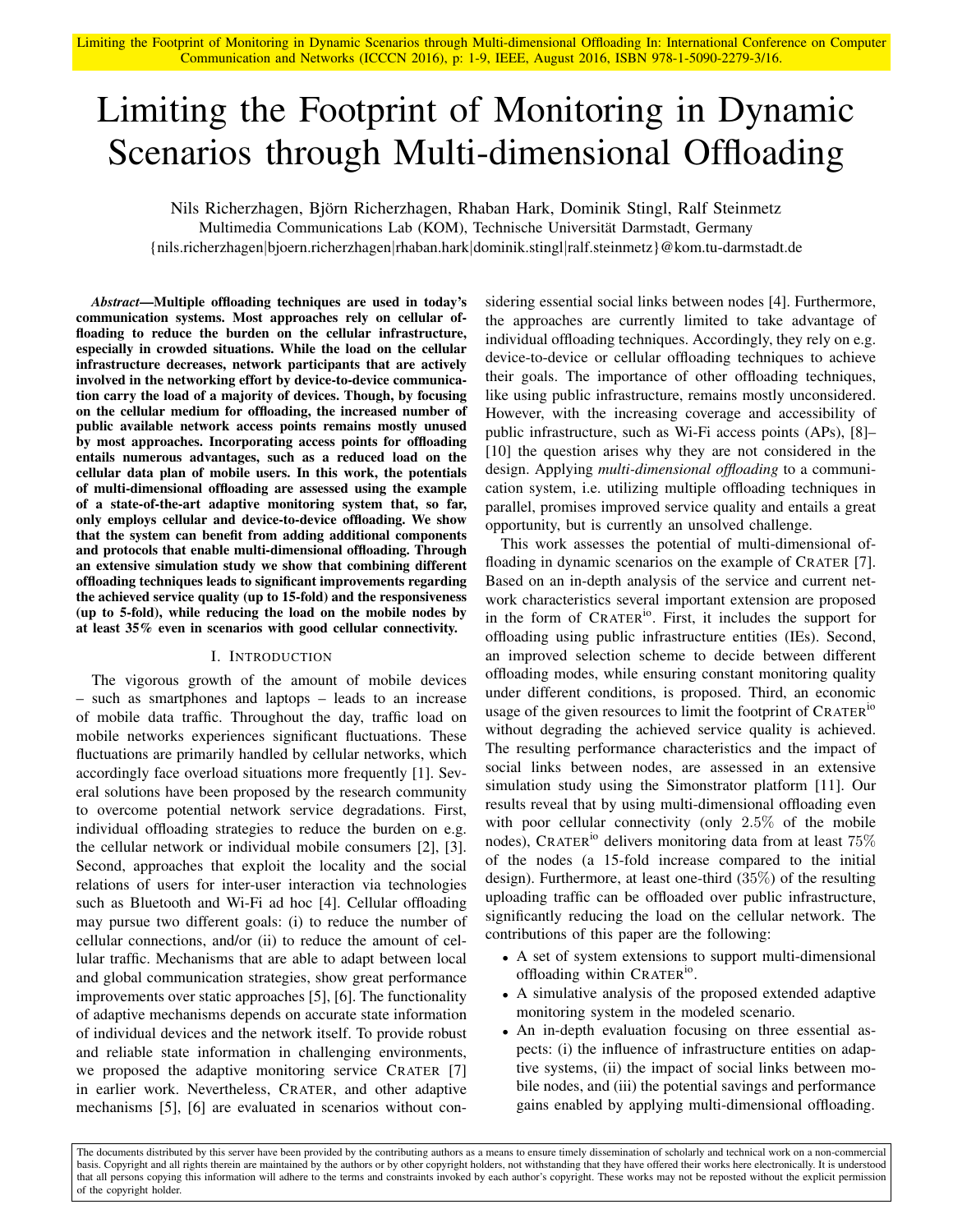# Limiting the Footprint of Monitoring in Dynamic Scenarios through Multi-dimensional Offloading

Nils Richerzhagen, Björn Richerzhagen, Rhaban Hark, Dominik Stingl, Ralf Steinmetz
Multimedia Communications Lab (KOM), Technische Universität Darmstadt, Germany
{nils.richerzhagen|bjoern.richerzhagen|rhaban.hark|dominik.stingl|ralf.steinmetz}@kom.tu-darmstadt.de

***Abstract*—Multiple offloading techniques are used in today's communication systems. Most approaches rely on cellular offloading to reduce the burden on the cellular infrastructure, especially in crowded situations. While the load on the cellular infrastructure decreases, network participants that are actively involved in the networking effort by device-to-device communication carry the load of a majority of devices. Though, by focusing on the cellular medium for offloading, the increased number of public available network access points remains mostly unused by most approaches. Incorporating access points for offloading entails numerous advantages, such as a reduced load on the cellular data plan of mobile users. In this work, the potentials of multi-dimensional offloading are assessed using the example of a state-of-the-art adaptive monitoring system that, so far, only employs cellular and device-to-device offloading. We show that the system can benefit from adding additional components and protocols that enable multi-dimensional offloading. Through an extensive simulation study we show that combining different offloading techniques leads to significant improvements regarding the achieved service quality (up to 15-fold) and the responsiveness (up to 5-fold), while reducing the load on the mobile nodes by at least 35% even in scenarios with good cellular connectivity.**

## I. Introduction

The vigorous growth of the amount of mobile devices – such as smartphones and laptops – leads to an increase of mobile data traffic. Throughout the day, traffic load on mobile networks experiences significant fluctuations. These fluctuations are primarily handled by cellular networks, which accordingly face overload situations more frequently [1]. Several solutions have been proposed by the research community to overcome potential network service degradations. First, individual offloading strategies to reduce the burden on e.g. the cellular network or individual mobile consumers [2], [3]. Second, approaches that exploit the locality and the social relations of users for inter-user interaction via technologies such as Bluetooth and Wi-Fi ad hoc [4]. Cellular offloading may pursue two different goals: (i) to reduce the number of cellular connections, and/or (ii) to reduce the amount of cellular traffic. Mechanisms that are able to adapt between local and global communication strategies, show great performance improvements over static approaches [5], [6]. The functionality of adaptive mechanisms depends on accurate state information of individual devices and the network itself. To provide robust and reliable state information in challenging environments, we proposed the adaptive monitoring service CRATER [7] in earlier work. Nevertheless, CRATER, and other adaptive mechanisms [5], [6] are evaluated in scenarios without considering essential social links between nodes [4]. Furthermore, the approaches are currently limited to take advantage of individual offloading techniques. Accordingly, they rely on e.g. device-to-device or cellular offloading techniques to achieve their goals. The importance of other offloading techniques, like using public infrastructure, remains mostly unconsidered. However, with the increasing coverage and accessibility of public infrastructure, such as Wi-Fi access points (APs), [8]–[10] the question arises why they are not considered in the design. Applying *multi-dimensional offloading* to a communication system, i.e. utilizing multiple offloading techniques in parallel, promises improved service quality and entails a great opportunity, but is currently an unsolved challenge.

This work assesses the potential of multi-dimensional offloading in dynamic scenarios on the example of CRATER [7]. Based on an in-depth analysis of the service and current network characteristics several important extension are proposed in the form of CRATER$^{io}$. First, it includes the support for offloading using public infrastructure entities (IEs). Second, an improved selection scheme to decide between different offloading modes, while ensuring constant monitoring quality under different conditions, is proposed. Third, an economic usage of the given resources to limit the footprint of CRATER$^{io}$ without degrading the achieved service quality is achieved. The resulting performance characteristics and the impact of social links between nodes, are assessed in an extensive simulation study using the Simonstrator platform [11]. Our results reveal that by using multi-dimensional offloading even with poor cellular connectivity (only $2.5\%$ of the mobile nodes), CRATER$^{io}$ delivers monitoring data from at least $75\%$ of the nodes (a 15-fold increase compared to the initial design). Furthermore, at least one-third ($35\%$) of the resulting uploading traffic can be offloaded over public infrastructure, significantly reducing the load on the cellular network. The contributions of this paper are the following:

- A set of system extensions to support multi-dimensional offloading within CRATER$^{io}$.
- A simulative analysis of the proposed extended adaptive monitoring system in the modeled scenario.
- An in-depth evaluation focusing on three essential aspects: (i) the influence of infrastructure entities on adaptive systems, (ii) the impact of social links between mobile nodes, and (iii) the potential savings and performance gains enabled by applying multi-dimensional offloading.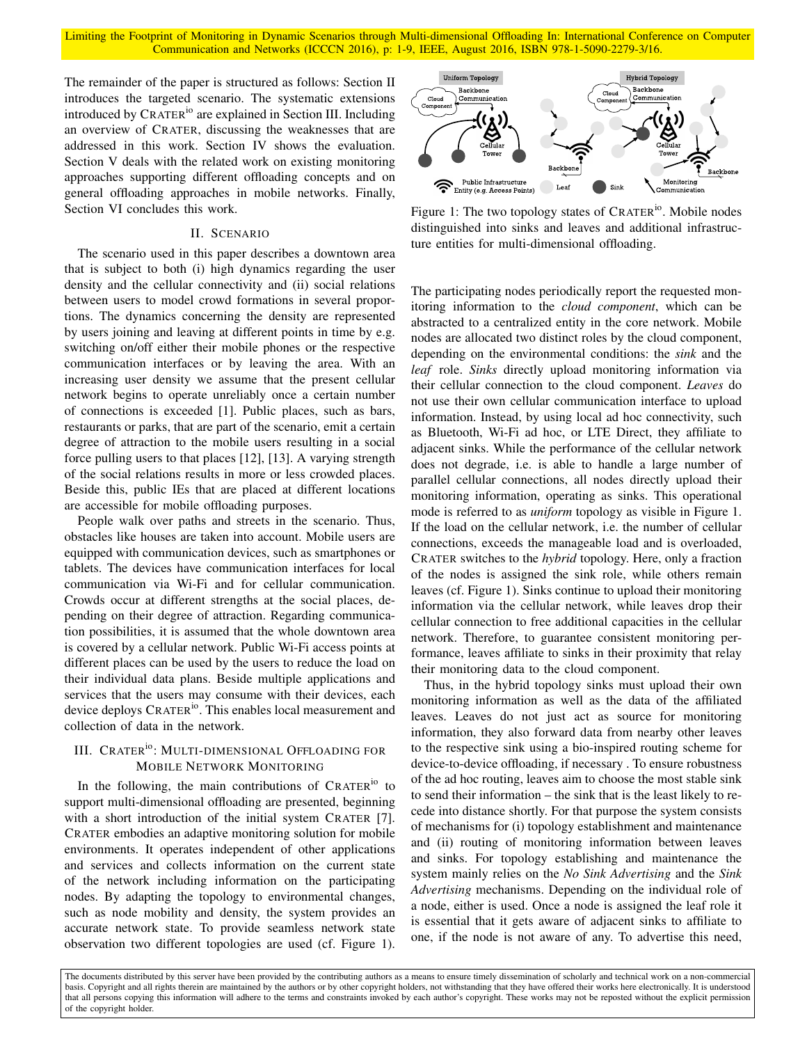The remainder of the paper is structured as follows: Section II introduces the targeted scenario. The systematic extensions introduced by CRATER[io] are explained in Section III. Including an overview of CRATER, discussing the weaknesses that are addressed in this work. Section IV shows the evaluation. Section V deals with the related work on existing monitoring approaches supporting different offloading concepts and on general offloading approaches in mobile networks. Finally, Section VI concludes this work.

## II. Scenario

The scenario used in this paper describes a downtown area that is subject to both (i) high dynamics regarding the user density and the cellular connectivity and (ii) social relations between users to model crowd formations in several proportions. The dynamics concerning the density are represented by users joining and leaving at different points in time by e.g. switching on/off either their mobile phones or the respective communication interfaces or by leaving the area. With an increasing user density we assume that the present cellular network begins to operate unreliably once a certain number of connections is exceeded [1]. Public places, such as bars, restaurants or parks, that are part of the scenario, emit a certain degree of attraction to the mobile users resulting in a social force pulling users to that places [12], [13]. A varying strength of the social relations results in more or less crowded places. Beside this, public IEs that are placed at different locations are accessible for mobile offloading purposes.

People walk over paths and streets in the scenario. Thus, obstacles like houses are taken into account. Mobile users are equipped with communication devices, such as smartphones or tablets. The devices have communication interfaces for local communication via Wi-Fi and for cellular communication. Crowds occur at different strengths at the social places, depending on their degree of attraction. Regarding communication possibilities, it is assumed that the whole downtown area is covered by a cellular network. Public Wi-Fi access points at different places can be used by the users to reduce the load on their individual data plans. Beside multiple applications and services that the users may consume with their devices, each device deploys CRATER[io]. This enables local measurement and collection of data in the network.

## III. CRATER[io]: Multi-dimensional Offloading for Mobile Network Monitoring

In the following, the main contributions of CRATER[io] to support multi-dimensional offloading are presented, beginning with a short introduction of the initial system CRATER [7]. CRATER embodies an adaptive monitoring solution for mobile environments. It operates independent of other applications and services and collects information on the current state of the network including information on the participating nodes. By adapting the topology to environmental changes, such as node mobility and density, the system provides an accurate network state. To provide seamless network state observation two different topologies are used (cf. Figure 1).

Uniform Topology
Hybrid Topology
Cloud Component
Backbone Communication
Cellular Tower
Backbone
Public Infrastructure Entity (e.g. Access Points)
Leaf
Sink
Monitoring Communication

Figure 1: The two topology states of CRATER[io]. Mobile nodes distinguished into sinks and leaves and additional infrastructure entities for multi-dimensional offloading.

The participating nodes periodically report the requested monitoring information to the *cloud component*, which can be abstracted to a centralized entity in the core network. Mobile nodes are allocated two distinct roles by the cloud component, depending on the environmental conditions: the *sink* and the *leaf* role. *Sinks* directly upload monitoring information via their cellular connection to the cloud component. *Leaves* do not use their own cellular communication interface to upload information. Instead, by using local ad hoc connectivity, such as Bluetooth, Wi-Fi ad hoc, or LTE Direct, they affiliate to adjacent sinks. While the performance of the cellular network does not degrade, i.e. is able to handle a large number of parallel cellular connections, all nodes directly upload their monitoring information, operating as sinks. This operational mode is referred to as *uniform* topology as visible in Figure 1. If the load on the cellular network, i.e. the number of cellular connections, exceeds the manageable load and is overloaded, CRATER switches to the *hybrid* topology. Here, only a fraction of the nodes is assigned the sink role, while others remain leaves (cf. Figure 1). Sinks continue to upload their monitoring information via the cellular network, while leaves drop their cellular connection to free additional capacities in the cellular network. Therefore, to guarantee consistent monitoring performance, leaves affiliate to sinks in their proximity that relay their monitoring data to the cloud component.

Thus, in the hybrid topology sinks must upload their own monitoring information as well as the data of the affiliated leaves. Leaves do not just act as source for monitoring information, they also forward data from nearby other leaves to the respective sink using a bio-inspired routing scheme for device-to-device offloading, if necessary . To ensure robustness of the ad hoc routing, leaves aim to choose the most stable sink to send their information – the sink that is the least likely to recede into distance shortly. For that purpose the system consists of mechanisms for (i) topology establishment and maintenance and (ii) routing of monitoring information between leaves and sinks. For topology establishing and maintenance the system mainly relies on the *No Sink Advertising* and the *Sink Advertising* mechanisms. Depending on the individual role of a node, either is used. Once a node is assigned the leaf role it is essential that it gets aware of adjacent sinks to affiliate to one, if the node is not aware of any. To advertise this need,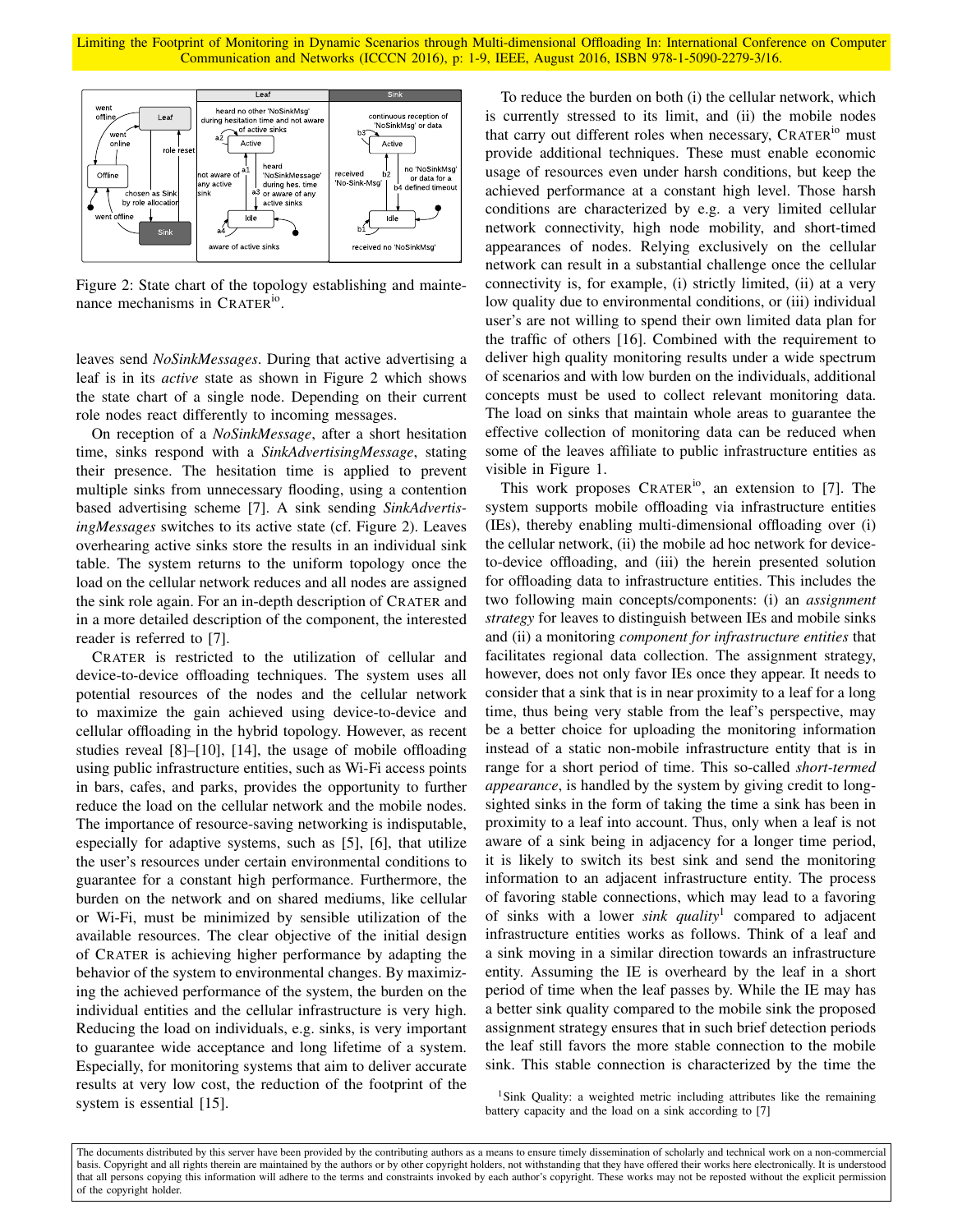Figure 2: State chart of the topology establishing and maintenance mechanisms in CRATER[io].

leaves send *NoSinkMessages*. During that active advertising a leaf is in its *active* state as shown in Figure 2 which shows the state chart of a single node. Depending on their current role nodes react differently to incoming messages.

On reception of a *NoSinkMessage*, after a short hesitation time, sinks respond with a *SinkAdvertisingMessage*, stating their presence. The hesitation time is applied to prevent multiple sinks from unnecessary flooding, using a contention based advertising scheme [7]. A sink sending *SinkAdvertisingMessages* switches to its active state (cf. Figure 2). Leaves overhearing active sinks store the results in an individual sink table. The system returns to the uniform topology once the load on the cellular network reduces and all nodes are assigned the sink role again. For an in-depth description of CRATER and in a more detailed description of the component, the interested reader is referred to [7].

CRATER is restricted to the utilization of cellular and device-to-device offloading techniques. The system uses all potential resources of the nodes and the cellular network to maximize the gain achieved using device-to-device and cellular offloading in the hybrid topology. However, as recent studies reveal [8]–[10], [14], the usage of mobile offloading using public infrastructure entities, such as Wi-Fi access points in bars, cafes, and parks, provides the opportunity to further reduce the load on the cellular network and the mobile nodes. The importance of resource-saving networking is indisputable, especially for adaptive systems, such as [5], [6], that utilize the user's resources under certain environmental conditions to guarantee for a constant high performance. Furthermore, the burden on the network and on shared mediums, like cellular or Wi-Fi, must be minimized by sensible utilization of the available resources. The clear objective of the initial design of CRATER is achieving higher performance by adapting the behavior of the system to environmental changes. By maximizing the achieved performance of the system, the burden on the individual entities and the cellular infrastructure is very high. Reducing the load on individuals, e.g. sinks, is very important to guarantee wide acceptance and long lifetime of a system. Especially, for monitoring systems that aim to deliver accurate results at very low cost, the reduction of the footprint of the system is essential [15].

To reduce the burden on both (i) the cellular network, which is currently stressed to its limit, and (ii) the mobile nodes that carry out different roles when necessary, CRATER[io] must provide additional techniques. These must enable economic usage of resources even under harsh conditions, but keep the achieved performance at a constant high level. Those harsh conditions are characterized by e.g. a very limited cellular network connectivity, high node mobility, and short-timed appearances of nodes. Relying exclusively on the cellular network can result in a substantial challenge once the cellular connectivity is, for example, (i) strictly limited, (ii) at a very low quality due to environmental conditions, or (iii) individual user's are not willing to spend their own limited data plan for the traffic of others [16]. Combined with the requirement to deliver high quality monitoring results under a wide spectrum of scenarios and with low burden on the individuals, additional concepts must be used to collect relevant monitoring data. The load on sinks that maintain whole areas to guarantee the effective collection of monitoring data can be reduced when some of the leaves affiliate to public infrastructure entities as visible in Figure 1.

This work proposes CRATER[io], an extension to [7]. The system supports mobile offloading via infrastructure entities (IEs), thereby enabling multi-dimensional offloading over (i) the cellular network, (ii) the mobile ad hoc network for device-to-device offloading, and (iii) the herein presented solution for offloading data to infrastructure entities. This includes the two following main concepts/components: (i) an *assignment strategy* for leaves to distinguish between IEs and mobile sinks and (ii) a monitoring *component for infrastructure entities* that facilitates regional data collection. The assignment strategy, however, does not only favor IEs once they appear. It needs to consider that a sink that is in near proximity to a leaf for a long time, thus being very stable from the leaf's perspective, may be a better choice for uploading the monitoring information instead of a static non-mobile infrastructure entity that is in range for a short period of time. This so-called *short-termed appearance*, is handled by the system by giving credit to long-sighted sinks in the form of taking the time a sink has been in proximity to a leaf into account. Thus, only when a leaf is not aware of a sink being in adjacency for a longer time period, it is likely to switch its best sink and send the monitoring information to an adjacent infrastructure entity. The process of favoring stable connections, which may lead to a favoring of sinks with a lower *sink quality*[1] compared to adjacent infrastructure entities works as follows. Think of a leaf and a sink moving in a similar direction towards an infrastructure entity. Assuming the IE is overheard by the leaf in a short period of time when the leaf passes by. While the IE may has a better sink quality compared to the mobile sink the proposed assignment strategy ensures that in such brief detection periods the leaf still favors the more stable connection to the mobile sink. This stable connection is characterized by the time the

[1] Sink Quality: a weighted metric including attributes like the remaining battery capacity and the load on a sink according to [7]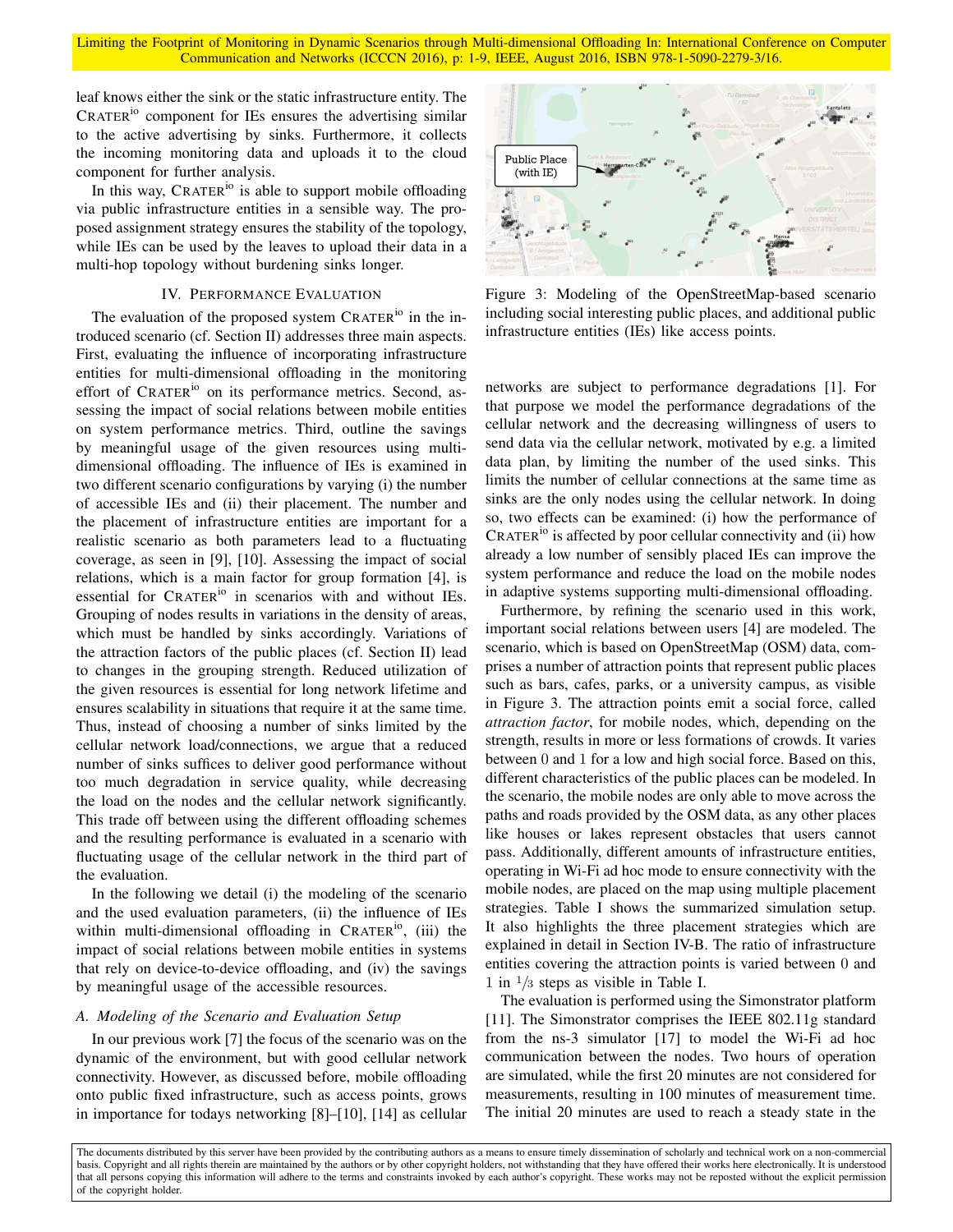leaf knows either the sink or the static infrastructure entity. The CRATER[io] component for IEs ensures the advertising similar to the active advertising by sinks. Furthermore, it collects the incoming monitoring data and uploads it to the cloud component for further analysis.

In this way, CRATER[io] is able to support mobile offloading via public infrastructure entities in a sensible way. The proposed assignment strategy ensures the stability of the topology, while IEs can be used by the leaves to upload their data in a multi-hop topology without burdening sinks longer.

## IV. Performance Evaluation

The evaluation of the proposed system CRATER[io] in the introduced scenario (cf. Section II) addresses three main aspects. First, evaluating the influence of incorporating infrastructure entities for multi-dimensional offloading in the monitoring effort of CRATER[io] on its performance metrics. Second, assessing the impact of social relations between mobile entities on system performance metrics. Third, outline the savings by meaningful usage of the given resources using multi-dimensional offloading. The influence of IEs is examined in two different scenario configurations by varying (i) the number of accessible IEs and (ii) their placement. The number and the placement of infrastructure entities are important for a realistic scenario as both parameters lead to a fluctuating coverage, as seen in [9], [10]. Assessing the impact of social relations, which is a main factor for group formation [4], is essential for CRATER[io] in scenarios with and without IEs. Grouping of nodes results in variations in the density of areas, which must be handled by sinks accordingly. Variations of the attraction factors of the public places (cf. Section II) lead to changes in the grouping strength. Reduced utilization of the given resources is essential for long network lifetime and ensures scalability in situations that require it at the same time. Thus, instead of choosing a number of sinks limited by the cellular network load/connections, we argue that a reduced number of sinks suffices to deliver good performance without too much degradation in service quality, while decreasing the load on the nodes and the cellular network significantly. This trade off between using the different offloading schemes and the resulting performance is evaluated in a scenario with fluctuating usage of the cellular network in the third part of the evaluation.

In the following we detail (i) the modeling of the scenario and the used evaluation parameters, (ii) the influence of IEs within multi-dimensional offloading in CRATER[io], (iii) the impact of social relations between mobile entities in systems that rely on device-to-device offloading, and (iv) the savings by meaningful usage of the accessible resources.

### A. Modeling of the Scenario and Evaluation Setup

In our previous work [7] the focus of the scenario was on the dynamic of the environment, but with good cellular network connectivity. However, as discussed before, mobile offloading onto public fixed infrastructure, such as access points, grows in importance for todays networking [8]–[10], [14] as cellular networks are subject to performance degradations [1]. For that purpose we model the performance degradations of the cellular network and the decreasing willingness of users to send data via the cellular network, motivated by e.g. a limited data plan, by limiting the number of the used sinks. This limits the number of cellular connections at the same time as sinks are the only nodes using the cellular network. In doing so, two effects can be examined: (i) how the performance of CRATER[io] is affected by poor cellular connectivity and (ii) how already a low number of sensibly placed IEs can improve the system performance and reduce the load on the mobile nodes in adaptive systems supporting multi-dimensional offloading.

Figure 3: Modeling of the OpenStreetMap-based scenario including social interesting public places, and additional public infrastructure entities (IEs) like access points.

Furthermore, by refining the scenario used in this work, important social relations between users [4] are modeled. The scenario, which is based on OpenStreetMap (OSM) data, comprises a number of attraction points that represent public places such as bars, cafes, parks, or a university campus, as visible in Figure 3. The attraction points emit a social force, called *attraction factor*, for mobile nodes, which, depending on the strength, results in more or less formations of crowds. It varies between 0 and 1 for a low and high social force. Based on this, different characteristics of the public places can be modeled. In the scenario, the mobile nodes are only able to move across the paths and roads provided by the OSM data, as any other places like houses or lakes represent obstacles that users cannot pass. Additionally, different amounts of infrastructure entities, operating in Wi-Fi ad hoc mode to ensure connectivity with the mobile nodes, are placed on the map using multiple placement strategies. Table I shows the summarized simulation setup. It also highlights the three placement strategies which are explained in detail in Section IV-B. The ratio of infrastructure entities covering the attraction points is varied between 0 and 1 in $1/3$ steps as visible in Table I.

The evaluation is performed using the Simonstrator platform [11]. The Simonstrator comprises the IEEE 802.11g standard from the ns-3 simulator [17] to model the Wi-Fi ad hoc communication between the nodes. Two hours of operation are simulated, while the first 20 minutes are not considered for measurements, resulting in 100 minutes of measurement time. The initial 20 minutes are used to reach a steady state in the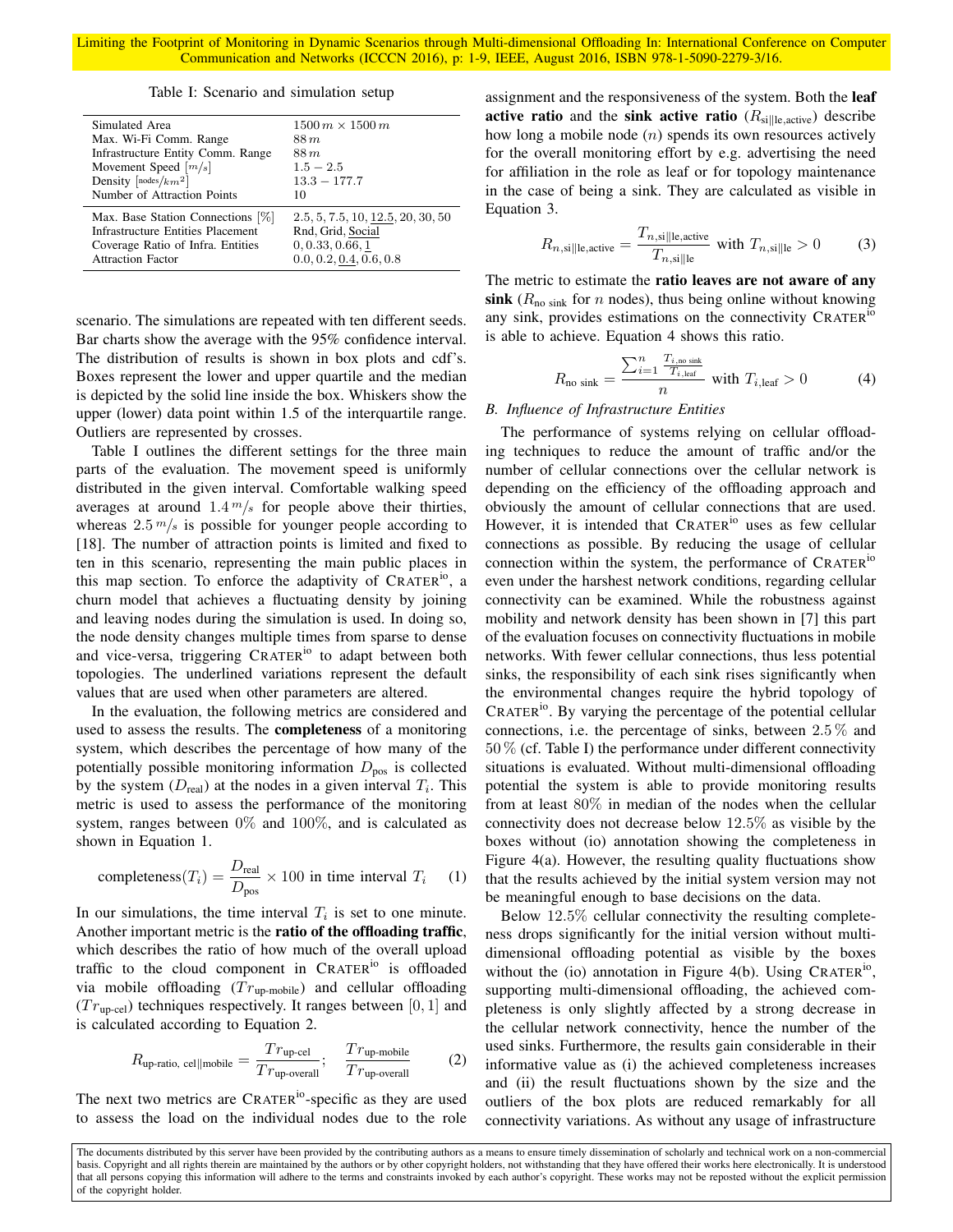Table I: Scenario and simulation setup

| | |
|---|---|
| Simulated Area | $1500\,m \times 1500\,m$ |
| Max. Wi-Fi Comm. Range | $88\,m$ |
| Infrastructure Entity Comm. Range | $88\,m$ |
| Movement Speed $[m/s]$ | $1.5 - 2.5$ |
| Density $[nodes/km^2]$ | $13.3 - 177.7$ |
| Number of Attraction Points | 10 |
| Max. Base Station Connections [%] | 2.5, 5, 7.5, 10, <u>12.5</u>, 20, 30, 50 |
| Infrastructure Entities Placement | Rnd, Grid, <u>Social</u> |
| Coverage Ratio of Infra. Entities | 0, 0.33, 0.66, <u>1</u> |
| Attraction Factor | 0.0, 0.2, <u>0.4</u>, 0.6, 0.8 |

scenario. The simulations are repeated with ten different seeds. Bar charts show the average with the 95% confidence interval. The distribution of results is shown in box plots and cdf's. Boxes represent the lower and upper quartile and the median is depicted by the solid line inside the box. Whiskers show the upper (lower) data point within 1.5 of the interquartile range. Outliers are represented by crosses.

Table I outlines the different settings for the three main parts of the evaluation. The movement speed is uniformly distributed in the given interval. Comfortable walking speed averages at around $1.4\,m/s$ for people above their thirties, whereas $2.5\,m/s$ is possible for younger people according to [18]. The number of attraction points is limited and fixed to ten in this scenario, representing the main public places in this map section. To enforce the adaptivity of CRATER$^{io}$, a churn model that achieves a fluctuating density by joining and leaving nodes during the simulation is used. In doing so, the node density changes multiple times from sparse to dense and vice-versa, triggering CRATER$^{io}$ to adapt between both topologies. The underlined variations represent the default values that are used when other parameters are altered.

In the evaluation, the following metrics are considered and used to assess the results. The **completeness** of a monitoring system, which describes the percentage of how many of the potentially possible monitoring information $D_{\text{pos}}$ is collected by the system ($D_{\text{real}}$) at the nodes in a given interval $T_i$. This metric is used to assess the performance of the monitoring system, ranges between $0\%$ and $100\%$, and is calculated as shown in Equation 1.

$$\text{completeness}(T_i) = \frac{D_{\text{real}}}{D_{\text{pos}}} \times 100 \text{ in time interval } T_i \quad (1)$$

In our simulations, the time interval $T_i$ is set to one minute. Another important metric is the **ratio of the offloading traffic**, which describes the ratio of how much of the overall upload traffic to the cloud component in CRATER$^{io}$ is offloaded via mobile offloading ($Tr_{\text{up-mobile}}$) and cellular offloading ($Tr_{\text{up-cel}}$) techniques respectively. It ranges between $[0, 1]$ and is calculated according to Equation 2.

$$R_{\text{up-ratio, cel}||\text{mobile}} = \frac{Tr_{\text{up-cel}}}{Tr_{\text{up-overall}}}; \quad \frac{Tr_{\text{up-mobile}}}{Tr_{\text{up-overall}}} \quad (2)$$

The next two metrics are CRATER$^{io}$-specific as they are used to assess the load on the individual nodes due to the role assignment and the responsiveness of the system. Both the **leaf active ratio** and the **sink active ratio** ($R_{\text{si}||\text{le,active}}$) describe how long a mobile node ($n$) spends its own resources actively for the overall monitoring effort by e.g. advertising the need for affiliation in the role as leaf or for topology maintenance in the case of being a sink. They are calculated as visible in Equation 3.

$$R_{n,\text{si}||\text{le,active}} = \frac{T_{n,\text{si}||\text{le,active}}}{T_{n,\text{si}||\text{le}}} \text{ with } T_{n,\text{si}||\text{le}} > 0 \quad (3)$$

The metric to estimate the **ratio leaves are not aware of any sink** ($R_{\text{no sink}}$ for $n$ nodes), thus being online without knowing any sink, provides estimations on the connectivity CRATER$^{io}$ is able to achieve. Equation 4 shows this ratio.

$$R_{\text{no sink}} = \frac{\sum_{i=1}^{n} \frac{T_{i,\text{no sink}}}{T_{i,\text{leaf}}}}{n} \text{ with } T_{i,\text{leaf}} > 0 \quad (4)$$

### B. Influence of Infrastructure Entities

The performance of systems relying on cellular offloading techniques to reduce the amount of traffic and/or the number of cellular connections over the cellular network is depending on the efficiency of the offloading approach and obviously the amount of cellular connections that are used. However, it is intended that CRATER$^{io}$ uses as few cellular connections as possible. By reducing the usage of cellular connection within the system, the performance of CRATER$^{io}$ even under the harshest network conditions, regarding cellular connectivity can be examined. While the robustness against mobility and network density has been shown in [7] this part of the evaluation focuses on connectivity fluctuations in mobile networks. With fewer cellular connections, thus less potential sinks, the responsibility of each sink rises significantly when the environmental changes require the hybrid topology of CRATER$^{io}$. By varying the percentage of the potential cellular connections, i.e. the percentage of sinks, between $2.5\,\%$ and $50\,\%$ (cf. Table I) the performance under different connectivity situations is evaluated. Without multi-dimensional offloading potential the system is able to provide monitoring results from at least $80\%$ in median of the nodes when the cellular connectivity does not decrease below $12.5\%$ as visible by the boxes without (io) annotation showing the completeness in Figure 4(a). However, the resulting quality fluctuations show that the results achieved by the initial system version may not be meaningful enough to base decisions on the data.

Below $12.5\%$ cellular connectivity the resulting completeness drops significantly for the initial version without multi-dimensional offloading potential as visible by the boxes without the (io) annotation in Figure 4(b). Using CRATER$^{io}$, supporting multi-dimensional offloading, the achieved completeness is only slightly affected by a strong decrease in the cellular network connectivity, hence the number of the used sinks. Furthermore, the results gain considerable in their informative value as (i) the achieved completeness increases and (ii) the result fluctuations shown by the size and the outliers of the box plots are reduced remarkably for all connectivity variations. As without any usage of infrastructure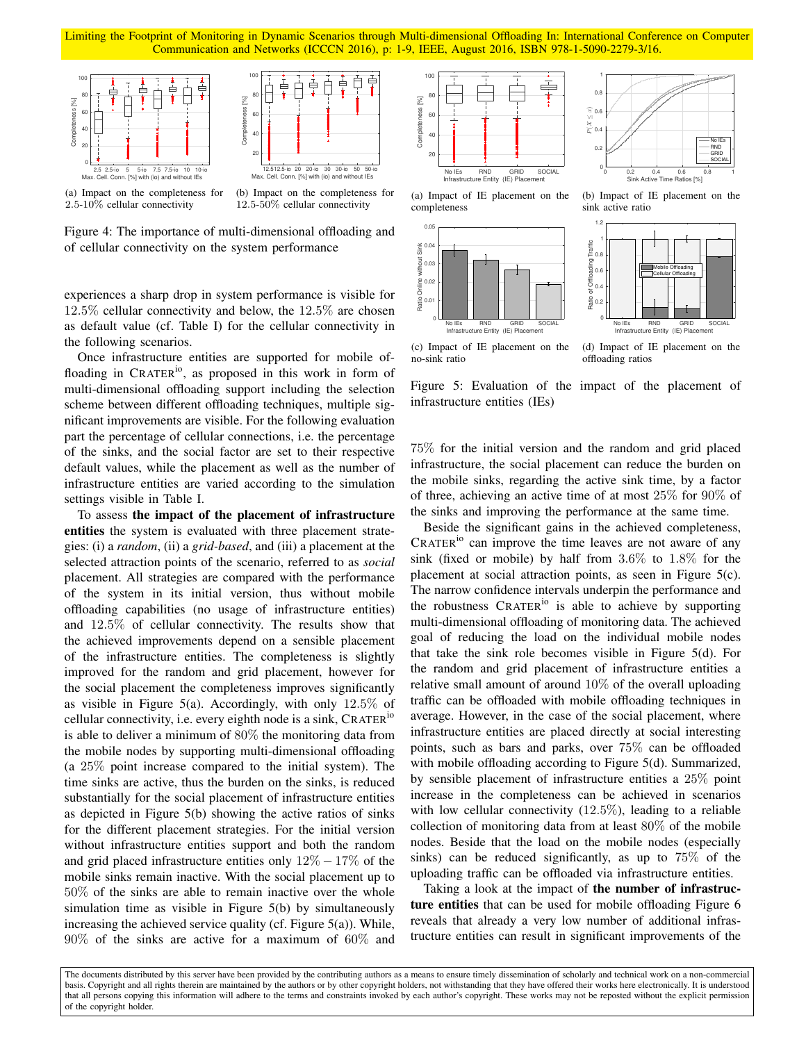Figure 4: The importance of multi-dimensional offloading and of cellular connectivity on the system performance

(a) Impact on the completeness for 2.5-10% cellular connectivity

(b) Impact on the completeness for 12.5-50% cellular connectivity

experiences a sharp drop in system performance is visible for 12.5% cellular connectivity and below, the 12.5% are chosen as default value (cf. Table I) for the cellular connectivity in the following scenarios.

Once infrastructure entities are supported for mobile offloading in CRATER[io], as proposed in this work in form of multi-dimensional offloading support including the selection scheme between different offloading techniques, multiple significant improvements are visible. For the following evaluation part the percentage of cellular connections, i.e. the percentage of the sinks, and the social factor are set to their respective default values, while the placement as well as the number of infrastructure entities are varied according to the simulation settings visible in Table I.

To assess **the impact of the placement of infrastructure entities** the system is evaluated with three placement strategies: (i) a *random*, (ii) a *grid-based*, and (iii) a placement at the selected attraction points of the scenario, referred to as *social* placement. All strategies are compared with the performance of the system in its initial version, thus without mobile offloading capabilities (no usage of infrastructure entities) and 12.5% of cellular connectivity. The results show that the achieved improvements depend on a sensible placement of the infrastructure entities. The completeness is slightly improved for the random and grid placement, however for the social placement the completeness improves significantly as visible in Figure 5(a). Accordingly, with only 12.5% of cellular connectivity, i.e. every eighth node is a sink, CRATER[io] is able to deliver a minimum of 80% the monitoring data from the mobile nodes by supporting multi-dimensional offloading (a 25% point increase compared to the initial system). The time sinks are active, thus the burden on the sinks, is reduced substantially for the social placement of infrastructure entities as depicted in Figure 5(b) showing the active ratios of sinks for the different placement strategies. For the initial version without infrastructure entities support and both the random and grid placed infrastructure entities only $12\% - 17\%$ of the mobile sinks remain inactive. With the social placement up to 50% of the sinks are able to remain inactive over the whole simulation time as visible in Figure 5(b) by simultaneously increasing the achieved service quality (cf. Figure 5(a)). While, 90% of the sinks are active for a maximum of 60% and 75% for the initial version and the random and grid placed infrastructure, the social placement can reduce the burden on the mobile sinks, regarding the active sink time, by a factor of three, achieving an active time of at most 25% for 90% of the sinks and improving the performance at the same time.

(a) Impact of IE placement on the completeness

(b) Impact of IE placement on the sink active ratio

(c) Impact of IE placement on the no-sink ratio

(d) Impact of IE placement on the offloading ratios

Figure 5: Evaluation of the impact of the placement of infrastructure entities (IEs)

Beside the significant gains in the achieved completeness, CRATER[io] can improve the time leaves are not aware of any sink (fixed or mobile) by half from 3.6% to 1.8% for the placement at social attraction points, as seen in Figure 5(c). The narrow confidence intervals underpin the performance and the robustness CRATER[io] is able to achieve by supporting multi-dimensional offloading of monitoring data. The achieved goal of reducing the load on the individual mobile nodes that take the sink role becomes visible in Figure 5(d). For the random and grid placement of infrastructure entities a relative small amount of around 10% of the overall uploading traffic can be offloaded with mobile offloading techniques in average. However, in the case of the social placement, where infrastructure entities are placed directly at social interesting points, such as bars and parks, over 75% can be offloaded with mobile offloading according to Figure 5(d). Summarized, by sensible placement of infrastructure entities a 25% point increase in the completeness can be achieved in scenarios with low cellular connectivity (12.5%), leading to a reliable collection of monitoring data from at least 80% of the mobile nodes. Beside that the load on the mobile nodes (especially sinks) can be reduced significantly, as up to 75% of the uploading traffic can be offloaded via infrastructure entities.

Taking a look at the impact of **the number of infrastructure entities** that can be used for mobile offloading Figure 6 reveals that already a very low number of additional infrastructure entities can result in significant improvements of the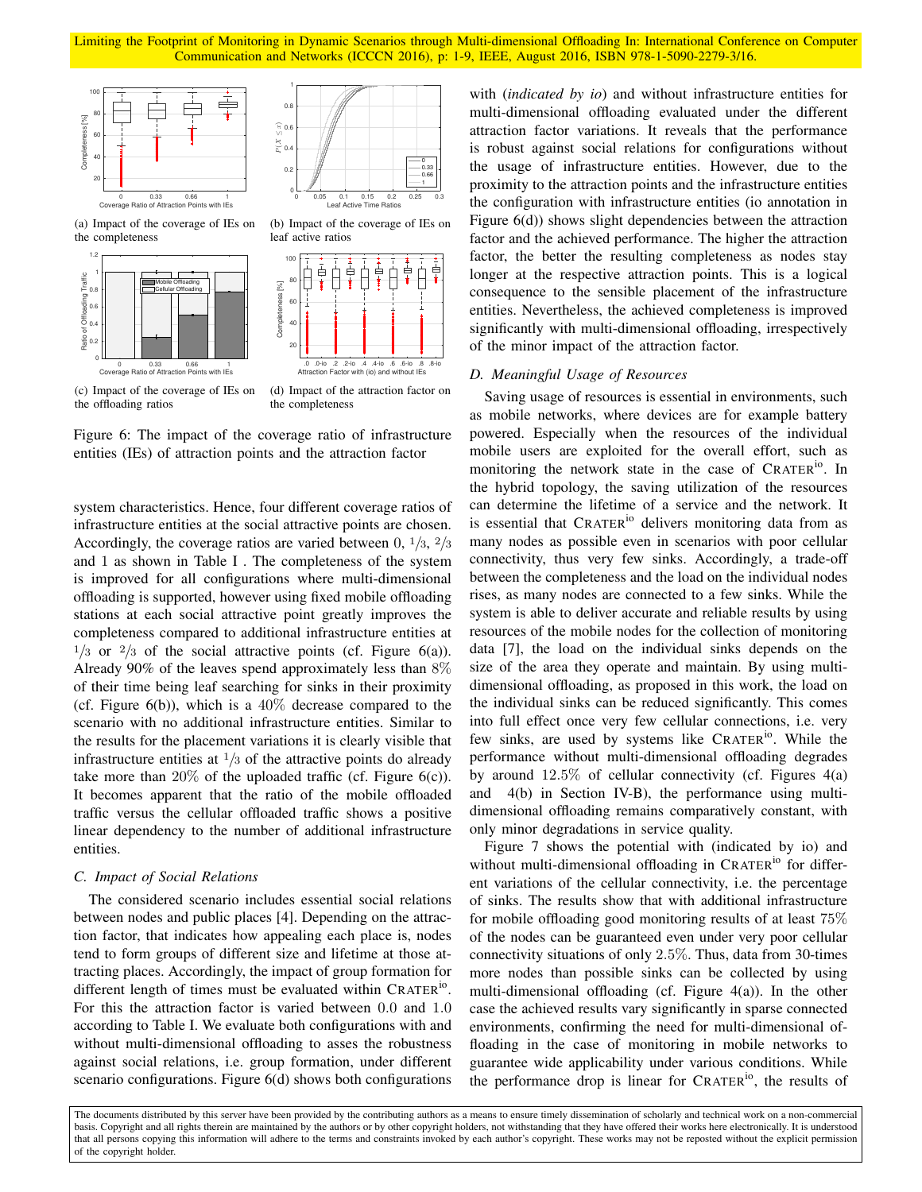(a) Impact of the coverage of IEs on the completeness

(b) Impact of the coverage of IEs on leaf active ratios

(c) Impact of the coverage of IEs on the offloading ratios

(d) Impact of the attraction factor on the completeness

Figure 6: The impact of the coverage ratio of infrastructure entities (IEs) of attraction points and the attraction factor

system characteristics. Hence, four different coverage ratios of infrastructure entities at the social attractive points are chosen. Accordingly, the coverage ratios are varied between 0, $^1/_3$, $^2/_3$ and 1 as shown in Table I . The completeness of the system is improved for all configurations where multi-dimensional offloading is supported, however using fixed mobile offloading stations at each social attractive point greatly improves the completeness compared to additional infrastructure entities at $^1/_3$ or $^2/_3$ of the social attractive points (cf. Figure 6(a)). Already 90% of the leaves spend approximately less than $8\%$ of their time being leaf searching for sinks in their proximity (cf. Figure 6(b)), which is a $40\%$ decrease compared to the scenario with no additional infrastructure entities. Similar to the results for the placement variations it is clearly visible that infrastructure entities at $^1/_3$ of the attractive points do already take more than $20\%$ of the uploaded traffic (cf. Figure 6(c)). It becomes apparent that the ratio of the mobile offloaded traffic versus the cellular offloaded traffic shows a positive linear dependency to the number of additional infrastructure entities.

### C. Impact of Social Relations

The considered scenario includes essential social relations between nodes and public places [4]. Depending on the attraction factor, that indicates how appealing each place is, nodes tend to form groups of different size and lifetime at those attracting places. Accordingly, the impact of group formation for different length of times must be evaluated within CRATER[io]. For this the attraction factor is varied between 0.0 and 1.0 according to Table I. We evaluate both configurations with and without multi-dimensional offloading to asses the robustness against social relations, i.e. group formation, under different scenario configurations. Figure 6(d) shows both configurations with (*indicated by io*) and without infrastructure entities for multi-dimensional offloading evaluated under the different attraction factor variations. It reveals that the performance is robust against social relations for configurations without the usage of infrastructure entities. However, due to the proximity to the attraction points and the infrastructure entities the configuration with infrastructure entities (io annotation in Figure 6(d)) shows slight dependencies between the attraction factor and the achieved performance. The higher the attraction factor, the better the resulting completeness as nodes stay longer at the respective attraction points. This is a logical consequence to the sensible placement of the infrastructure entities. Nevertheless, the achieved completeness is improved significantly with multi-dimensional offloading, irrespectively of the minor impact of the attraction factor.

### D. Meaningful Usage of Resources

Saving usage of resources is essential in environments, such as mobile networks, where devices are for example battery powered. Especially when the resources of the individual mobile users are exploited for the overall effort, such as monitoring the network state in the case of CRATER[io]. In the hybrid topology, the saving utilization of the resources can determine the lifetime of a service and the network. It is essential that CRATER[io] delivers monitoring data from as many nodes as possible even in scenarios with poor cellular connectivity, thus very few sinks. Accordingly, a trade-off between the completeness and the load on the individual nodes rises, as many nodes are connected to a few sinks. While the system is able to deliver accurate and reliable results by using resources of the mobile nodes for the collection of monitoring data [7], the load on the individual sinks depends on the size of the area they operate and maintain. By using multi-dimensional offloading, as proposed in this work, the load on the individual sinks can be reduced significantly. This comes into full effect once very few cellular connections, i.e. very few sinks, are used by systems like CRATER[io]. While the performance without multi-dimensional offloading degrades by around $12.5\%$ of cellular connectivity (cf. Figures 4(a) and 4(b) in Section IV-B), the performance using multi-dimensional offloading remains comparatively constant, with only minor degradations in service quality.

Figure 7 shows the potential with (indicated by io) and without multi-dimensional offloading in CRATER[io] for different variations of the cellular connectivity, i.e. the percentage of sinks. The results show that with additional infrastructure for mobile offloading good monitoring results of at least $75\%$ of the nodes can be guaranteed even under very poor cellular connectivity situations of only $2.5\%$. Thus, data from 30-times more nodes than possible sinks can be collected by using multi-dimensional offloading (cf. Figure 4(a)). In the other case the achieved results vary significantly in sparse connected environments, confirming the need for multi-dimensional offloading in the case of monitoring in mobile networks to guarantee wide applicability under various conditions. While the performance drop is linear for CRATER[io], the results of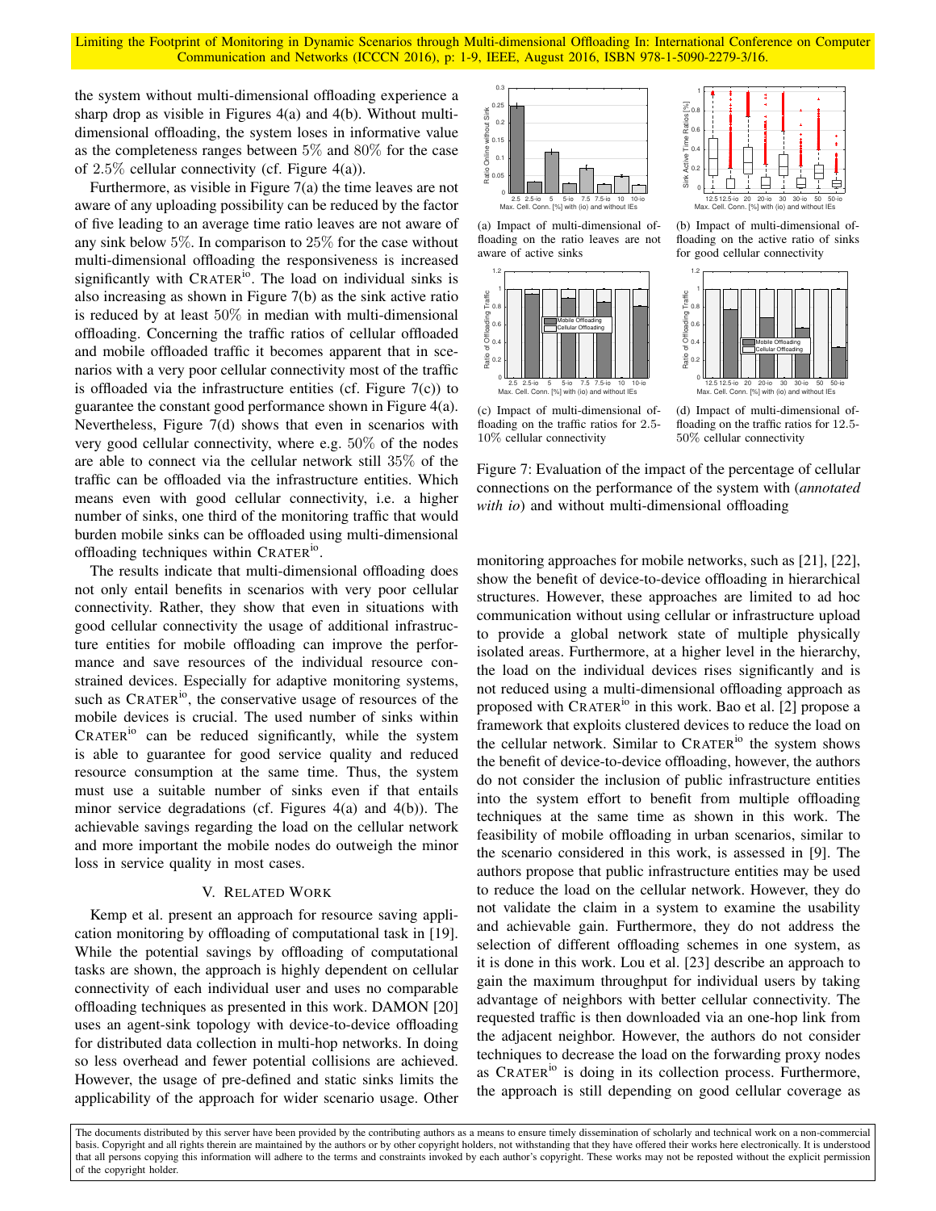the system without multi-dimensional offloading experience a sharp drop as visible in Figures 4(a) and 4(b). Without multi-dimensional offloading, the system loses in informative value as the completeness ranges between $5\%$ and $80\%$ for the case of $2.5\%$ cellular connectivity (cf. Figure 4(a)).

Furthermore, as visible in Figure 7(a) the time leaves are not aware of any uploading possibility can be reduced by the factor of five leading to an average time ratio leaves are not aware of any sink below $5\%$. In comparison to $25\%$ for the case without multi-dimensional offloading the responsiveness is increased significantly with CRATER$^{io}$. The load on individual sinks is also increasing as shown in Figure 7(b) as the sink active ratio is reduced by at least $50\%$ in median with multi-dimensional offloading. Concerning the traffic ratios of cellular offloaded and mobile offloaded traffic it becomes apparent that in scenarios with a very poor cellular connectivity most of the traffic is offloaded via the infrastructure entities (cf. Figure 7(c)) to guarantee the constant good performance shown in Figure 4(a). Nevertheless, Figure 7(d) shows that even in scenarios with very good cellular connectivity, where e.g. $50\%$ of the nodes are able to connect via the cellular network still $35\%$ of the traffic can be offloaded via the infrastructure entities. Which means even with good cellular connectivity, i.e. a higher number of sinks, one third of the monitoring traffic that would burden mobile sinks can be offloaded using multi-dimensional offloading techniques within CRATER$^{io}$.

The results indicate that multi-dimensional offloading does not only entail benefits in scenarios with very poor cellular connectivity. Rather, they show that even in situations with good cellular connectivity the usage of additional infrastructure entities for mobile offloading can improve the performance and save resources of the individual resource constrained devices. Especially for adaptive monitoring systems, such as CRATER$^{io}$, the conservative usage of resources of the mobile devices is crucial. The used number of sinks within CRATER$^{io}$ can be reduced significantly, while the system is able to guarantee for good service quality and reduced resource consumption at the same time. Thus, the system must use a suitable number of sinks even if that entails minor service degradations (cf. Figures 4(a) and 4(b)). The achievable savings regarding the load on the cellular network and more important the mobile nodes do outweigh the minor loss in service quality in most cases.

(a) Impact of multi-dimensional offloading on the ratio leaves are not aware of active sinks

(b) Impact of multi-dimensional offloading on the active ratio of sinks for good cellular connectivity

(c) Impact of multi-dimensional offloading on the traffic ratios for 2.5-10% cellular connectivity

(d) Impact of multi-dimensional offloading on the traffic ratios for 12.5-50% cellular connectivity

Figure 7: Evaluation of the impact of the percentage of cellular connections on the performance of the system with (*annotated with io*) and without multi-dimensional offloading

## V. Related Work

Kemp et al. present an approach for resource saving application monitoring by offloading of computational task in [19]. While the potential savings by offloading of computational tasks are shown, the approach is highly dependent on cellular connectivity of each individual user and uses no comparable offloading techniques as presented in this work. DAMON [20] uses an agent-sink topology with device-to-device offloading for distributed data collection in multi-hop networks. In doing so less overhead and fewer potential collisions are achieved. However, the usage of pre-defined and static sinks limits the applicability of the approach for wider scenario usage. Other monitoring approaches for mobile networks, such as [21], [22], show the benefit of device-to-device offloading in hierarchical structures. However, these approaches are limited to ad hoc communication without using cellular or infrastructure upload to provide a global network state of multiple physically isolated areas. Furthermore, at a higher level in the hierarchy, the load on the individual devices rises significantly and is not reduced using a multi-dimensional offloading approach as proposed with CRATER$^{io}$ in this work. Bao et al. [2] propose a framework that exploits clustered devices to reduce the load on the cellular network. Similar to CRATER$^{io}$ the system shows the benefit of device-to-device offloading, however, the authors do not consider the inclusion of public infrastructure entities into the system effort to benefit from multiple offloading techniques at the same time as shown in this work. The feasibility of mobile offloading in urban scenarios, similar to the scenario considered in this work, is assessed in [9]. The authors propose that public infrastructure entities may be used to reduce the load on the cellular network. However, they do not validate the claim in a system to examine the usability and achievable gain. Furthermore, they do not address the selection of different offloading schemes in one system, as it is done in this work. Lou et al. [23] describe an approach to gain the maximum throughput for individual users by taking advantage of neighbors with better cellular connectivity. The requested traffic is then downloaded via an one-hop link from the adjacent neighbor. However, the authors do not consider techniques to decrease the load on the forwarding proxy nodes as CRATER$^{io}$ is doing in its collection process. Furthermore, the approach is still depending on good cellular coverage as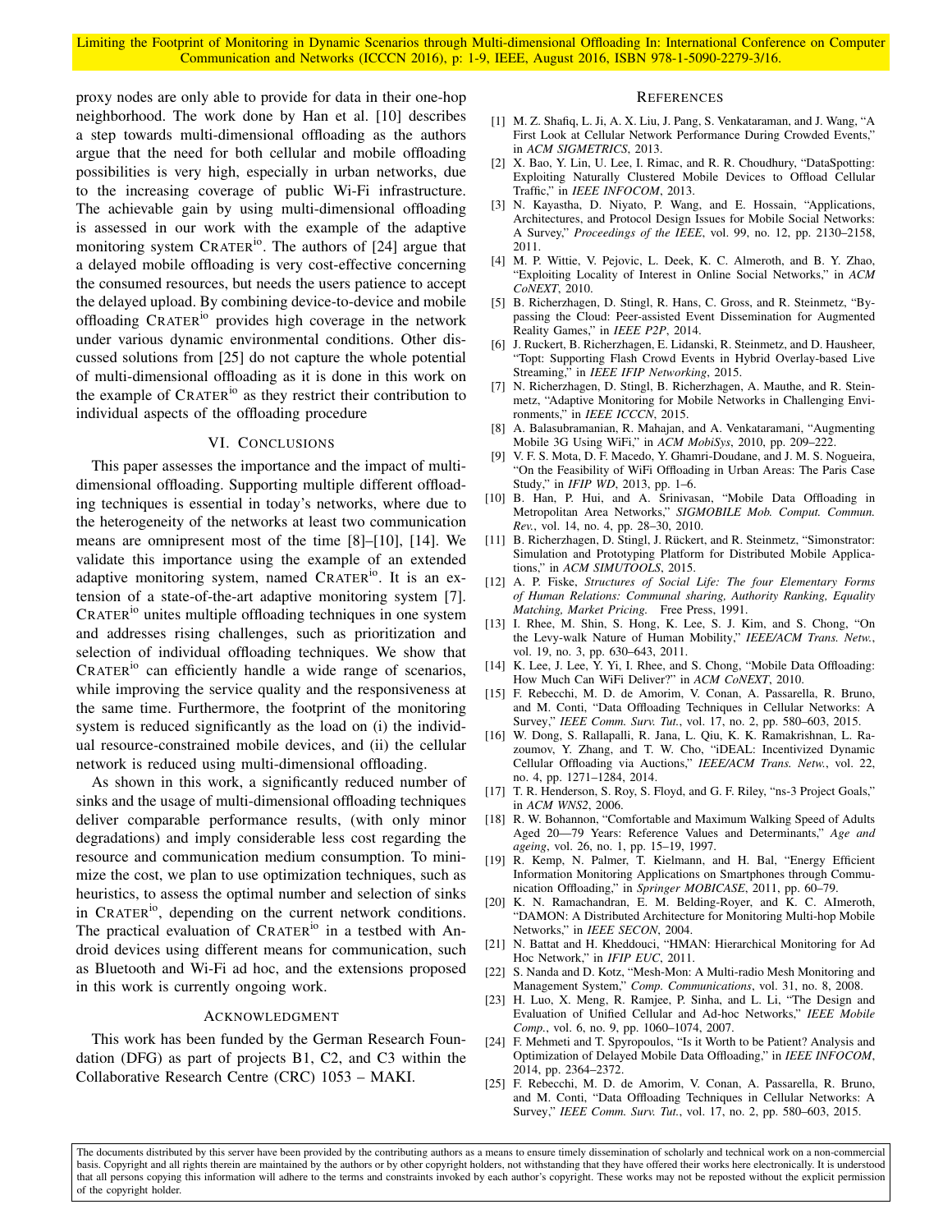proxy nodes are only able to provide for data in their one-hop neighborhood. The work done by Han et al. [10] describes a step towards multi-dimensional offloading as the authors argue that the need for both cellular and mobile offloading possibilities is very high, especially in urban networks, due to the increasing coverage of public Wi-Fi infrastructure. The achievable gain by using multi-dimensional offloading is assessed in our work with the example of the adaptive monitoring system CRATER$^{io}$. The authors of [24] argue that a delayed mobile offloading is very cost-effective concerning the consumed resources, but needs the users patience to accept the delayed upload. By combining device-to-device and mobile offloading CRATER$^{io}$ provides high coverage in the network under various dynamic environmental conditions. Other discussed solutions from [25] do not capture the whole potential of multi-dimensional offloading as it is done in this work on the example of CRATER$^{io}$ as they restrict their contribution to individual aspects of the offloading procedure

## VI. Conclusions

This paper assesses the importance and the impact of multi-dimensional offloading. Supporting multiple different offloading techniques is essential in today's networks, where due to the heterogeneity of the networks at least two communication means are omnipresent most of the time [8]–[10], [14]. We validate this importance using the example of an extended adaptive monitoring system, named CRATER$^{io}$. It is an extension of a state-of-the-art adaptive monitoring system [7]. CRATER$^{io}$ unites multiple offloading techniques in one system and addresses rising challenges, such as prioritization and selection of individual offloading techniques. We show that CRATER$^{io}$ can efficiently handle a wide range of scenarios, while improving the service quality and the responsiveness at the same time. Furthermore, the footprint of the monitoring system is reduced significantly as the load on (i) the individual resource-constrained mobile devices, and (ii) the cellular network is reduced using multi-dimensional offloading.

As shown in this work, a significantly reduced number of sinks and the usage of multi-dimensional offloading techniques deliver comparable performance results, (with only minor degradations) and imply considerable less cost regarding the resource and communication medium consumption. To minimize the cost, we plan to use optimization techniques, such as heuristics, to assess the optimal number and selection of sinks in CRATER$^{io}$, depending on the current network conditions. The practical evaluation of CRATER$^{io}$ in a testbed with Android devices using different means for communication, such as Bluetooth and Wi-Fi ad hoc, and the extensions proposed in this work is currently ongoing work.

## Acknowledgment

This work has been funded by the German Research Foundation (DFG) as part of projects B1, C2, and C3 within the Collaborative Research Centre (CRC) 1053 – MAKI.

## References

[1] M. Z. Shafiq, L. Ji, A. X. Liu, J. Pang, S. Venkataraman, and J. Wang, "A First Look at Cellular Network Performance During Crowded Events," in *ACM SIGMETRICS*, 2013.

[2] X. Bao, Y. Lin, U. Lee, I. Rimac, and R. R. Choudhury, "DataSpotting: Exploiting Naturally Clustered Mobile Devices to Offload Cellular Traffic," in *IEEE INFOCOM*, 2013.

[3] N. Kayastha, D. Niyato, P. Wang, and E. Hossain, "Applications, Architectures, and Protocol Design Issues for Mobile Social Networks: A Survey," *Proceedings of the IEEE*, vol. 99, no. 12, pp. 2130–2158, 2011.

[4] M. P. Wittie, V. Pejovic, L. Deek, K. C. Almeroth, and B. Y. Zhao, "Exploiting Locality of Interest in Online Social Networks," in *ACM CoNEXT*, 2010.

[5] B. Richerzhagen, D. Stingl, R. Hans, C. Gross, and R. Steinmetz, "Bypassing the Cloud: Peer-assisted Event Dissemination for Augmented Reality Games," in *IEEE P2P*, 2014.

[6] J. Ruckert, B. Richerzhagen, E. Lidanski, R. Steinmetz, and D. Hausheer, "Topt: Supporting Flash Crowd Events in Hybrid Overlay-based Live Streaming," in *IEEE IFIP Networking*, 2015.

[7] N. Richerzhagen, D. Stingl, B. Richerzhagen, A. Mauthe, and R. Steinmetz, "Adaptive Monitoring for Mobile Networks in Challenging Environments," in *IEEE ICCCN*, 2015.

[8] A. Balasubramanian, R. Mahajan, and A. Venkataramani, "Augmenting Mobile 3G Using WiFi," in *ACM MobiSys*, 2010, pp. 209–222.

[9] V. F. S. Mota, D. F. Macedo, Y. Ghamri-Doudane, and J. M. S. Nogueira, "On the Feasibility of WiFi Offloading in Urban Areas: The Paris Case Study," in *IFIP WD*, 2013, pp. 1–6.

[10] B. Han, P. Hui, and A. Srinivasan, "Mobile Data Offloading in Metropolitan Area Networks," *SIGMOBILE Mob. Comput. Commun. Rev.*, vol. 14, no. 4, pp. 28–30, 2010.

[11] B. Richerzhagen, D. Stingl, J. Rückert, and R. Steinmetz, "Simonstrator: Simulation and Prototyping Platform for Distributed Mobile Applications," in *ACM SIMUTOOLS*, 2015.

[12] A. P. Fiske, *Structures of Social Life: The four Elementary Forms of Human Relations: Communal sharing, Authority Ranking, Equality Matching, Market Pricing.* Free Press, 1991.

[13] I. Rhee, M. Shin, S. Hong, K. Lee, S. J. Kim, and S. Chong, "On the Levy-walk Nature of Human Mobility," *IEEE/ACM Trans. Netw.*, vol. 19, no. 3, pp. 630–643, 2011.

[14] K. Lee, J. Lee, Y. Yi, I. Rhee, and S. Chong, "Mobile Data Offloading: How Much Can WiFi Deliver?" in *ACM CoNEXT*, 2010.

[15] F. Rebecchi, M. D. de Amorim, V. Conan, A. Passarella, R. Bruno, and M. Conti, "Data Offloading Techniques in Cellular Networks: A Survey," *IEEE Comm. Surv. Tut.*, vol. 17, no. 2, pp. 580–603, 2015.

[16] W. Dong, S. Rallapalli, R. Jana, L. Qiu, K. K. Ramakrishnan, L. Razoumov, Y. Zhang, and T. W. Cho, "iDEAL: Incentivized Dynamic Cellular Offloading via Auctions," *IEEE/ACM Trans. Netw.*, vol. 22, no. 4, pp. 1271–1284, 2014.

[17] T. R. Henderson, S. Roy, S. Floyd, and G. F. Riley, "ns-3 Project Goals," in *ACM WNS2*, 2006.

[18] R. W. Bohannon, "Comfortable and Maximum Walking Speed of Adults Aged 20—79 Years: Reference Values and Determinants," *Age and ageing*, vol. 26, no. 1, pp. 15–19, 1997.

[19] R. Kemp, N. Palmer, T. Kielmann, and H. Bal, "Energy Efficient Information Monitoring Applications on Smartphones through Communication Offloading," in *Springer MOBICASE*, 2011, pp. 60–79.

[20] K. N. Ramachandran, E. M. Belding-Royer, and K. C. AImeroth, "DAMON: A Distributed Architecture for Monitoring Multi-hop Mobile Networks," in *IEEE SECON*, 2004.

[21] N. Battat and H. Kheddouci, "HMAN: Hierarchical Monitoring for Ad Hoc Network," in *IFIP EUC*, 2011.

[22] S. Nanda and D. Kotz, "Mesh-Mon: A Multi-radio Mesh Monitoring and Management System," *Comp. Communications*, vol. 31, no. 8, 2008.

[23] H. Luo, X. Meng, R. Ramjee, P. Sinha, and L. Li, "The Design and Evaluation of Unified Cellular and Ad-hoc Networks," *IEEE Mobile Comp.*, vol. 6, no. 9, pp. 1060–1074, 2007.

[24] F. Mehmeti and T. Spyropoulos, "Is it Worth to be Patient? Analysis and Optimization of Delayed Mobile Data Offloading," in *IEEE INFOCOM*, 2014, pp. 2364–2372.

[25] F. Rebecchi, M. D. de Amorim, V. Conan, A. Passarella, R. Bruno, and M. Conti, "Data Offloading Techniques in Cellular Networks: A Survey," *IEEE Comm. Surv. Tut.*, vol. 17, no. 2, pp. 580–603, 2015.